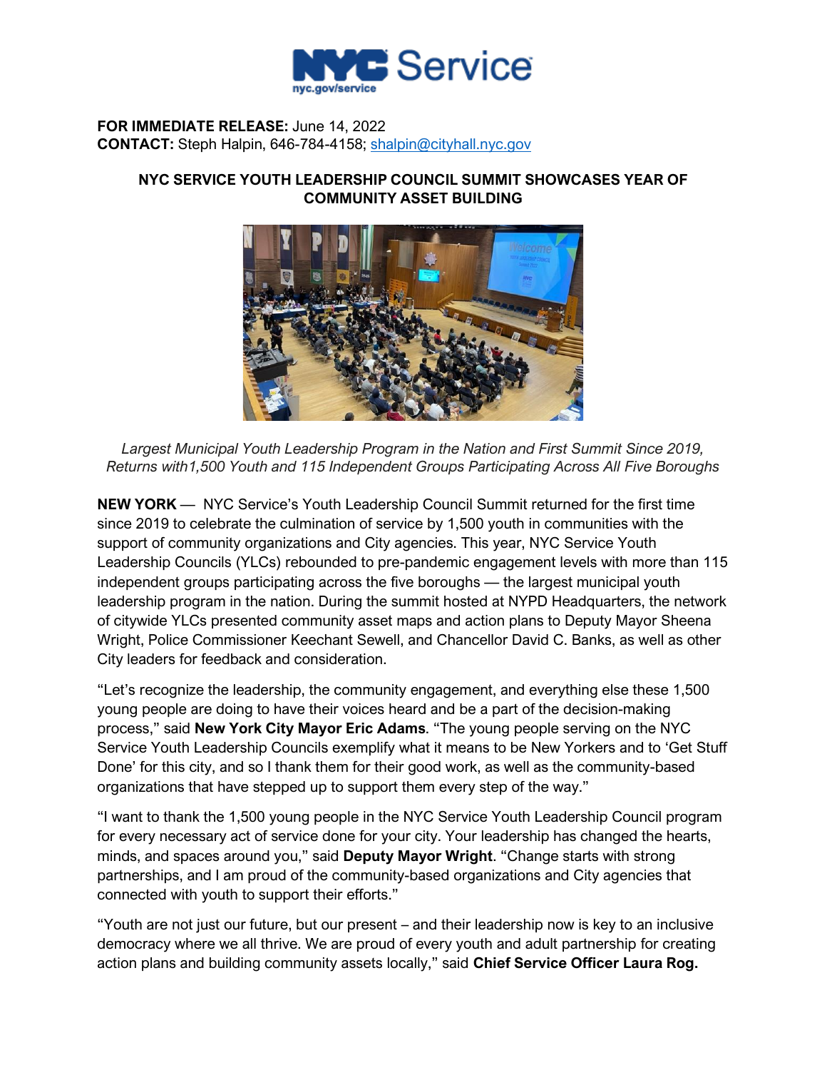NYC Service
nyc.gov/service

**FOR IMMEDIATE RELEASE:** June 14, 2022
**CONTACT:** Steph Halpin, 646-784-4158; shalpin@cityhall.nyc.gov

## NYC SERVICE YOUTH LEADERSHIP COUNCIL SUMMIT SHOWCASES YEAR OF COMMUNITY ASSET BUILDING

*Largest Municipal Youth Leadership Program in the Nation and First Summit Since 2019, Returns with1,500 Youth and 115 Independent Groups Participating Across All Five Boroughs*

**NEW YORK** — NYC Service's Youth Leadership Council Summit returned for the first time since 2019 to celebrate the culmination of service by 1,500 youth in communities with the support of community organizations and City agencies. This year, NYC Service Youth Leadership Councils (YLCs) rebounded to pre-pandemic engagement levels with more than 115 independent groups participating across the five boroughs — the largest municipal youth leadership program in the nation. During the summit hosted at NYPD Headquarters, the network of citywide YLCs presented community asset maps and action plans to Deputy Mayor Sheena Wright, Police Commissioner Keechant Sewell, and Chancellor David C. Banks, as well as other City leaders for feedback and consideration.

"Let's recognize the leadership, the community engagement, and everything else these 1,500 young people are doing to have their voices heard and be a part of the decision-making process," said **New York City Mayor Eric Adams**. "The young people serving on the NYC Service Youth Leadership Councils exemplify what it means to be New Yorkers and to 'Get Stuff Done' for this city, and so I thank them for their good work, as well as the community-based organizations that have stepped up to support them every step of the way."

"I want to thank the 1,500 young people in the NYC Service Youth Leadership Council program for every necessary act of service done for your city. Your leadership has changed the hearts, minds, and spaces around you," said **Deputy Mayor Wright**. "Change starts with strong partnerships, and I am proud of the community-based organizations and City agencies that connected with youth to support their efforts."

"Youth are not just our future, but our present – and their leadership now is key to an inclusive democracy where we all thrive. We are proud of every youth and adult partnership for creating action plans and building community assets locally," said **Chief Service Officer Laura Rog.**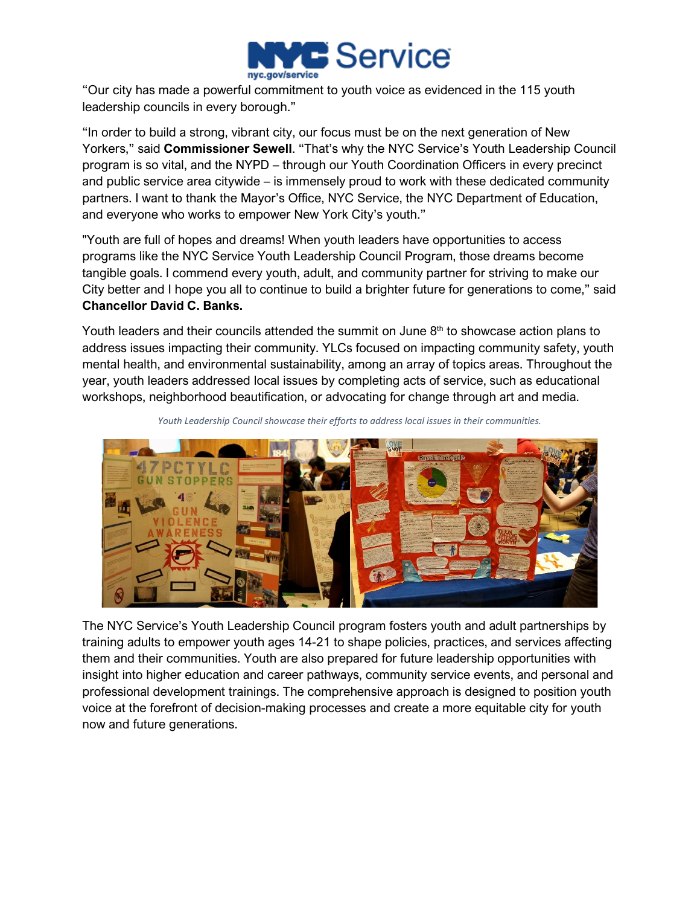"Our city has made a powerful commitment to youth voice as evidenced in the 115 youth leadership councils in every borough."

"In order to build a strong, vibrant city, our focus must be on the next generation of New Yorkers," said **Commissioner Sewell**. "That's why the NYC Service's Youth Leadership Council program is so vital, and the NYPD – through our Youth Coordination Officers in every precinct and public service area citywide – is immensely proud to work with these dedicated community partners. I want to thank the Mayor's Office, NYC Service, the NYC Department of Education, and everyone who works to empower New York City's youth."

"Youth are full of hopes and dreams! When youth leaders have opportunities to access programs like the NYC Service Youth Leadership Council Program, those dreams become tangible goals. I commend every youth, adult, and community partner for striving to make our City better and I hope you all to continue to build a brighter future for generations to come," said **Chancellor David C. Banks.**

Youth leaders and their councils attended the summit on June 8th to showcase action plans to address issues impacting their community. YLCs focused on impacting community safety, youth mental health, and environmental sustainability, among an array of topics areas. Throughout the year, youth leaders addressed local issues by completing acts of service, such as educational workshops, neighborhood beautification, or advocating for change through art and media.

*Youth Leadership Council showcase their efforts to address local issues in their communities.*

The NYC Service's Youth Leadership Council program fosters youth and adult partnerships by training adults to empower youth ages 14-21 to shape policies, practices, and services affecting them and their communities. Youth are also prepared for future leadership opportunities with insight into higher education and career pathways, community service events, and personal and professional development trainings. The comprehensive approach is designed to position youth voice at the forefront of decision-making processes and create a more equitable city for youth now and future generations.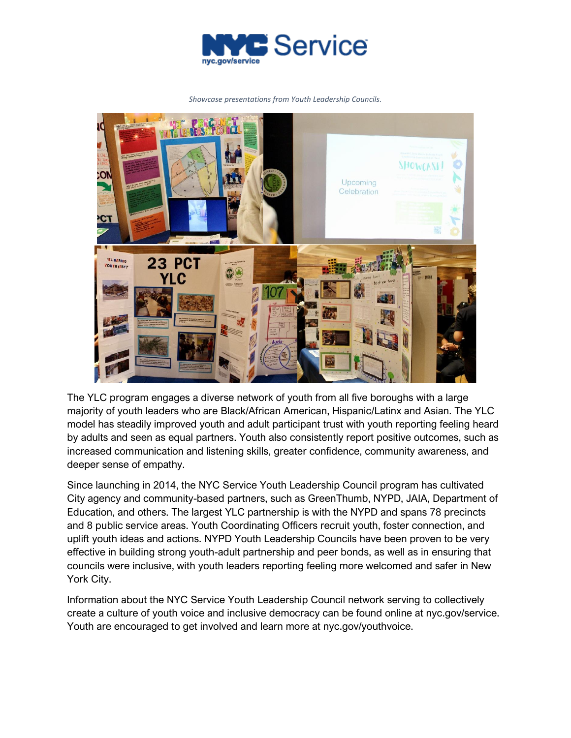*Showcase presentations from Youth Leadership Councils.*

The YLC program engages a diverse network of youth from all five boroughs with a large majority of youth leaders who are Black/African American, Hispanic/Latinx and Asian. The YLC model has steadily improved youth and adult participant trust with youth reporting feeling heard by adults and seen as equal partners. Youth also consistently report positive outcomes, such as increased communication and listening skills, greater confidence, community awareness, and deeper sense of empathy.

Since launching in 2014, the NYC Service Youth Leadership Council program has cultivated City agency and community-based partners, such as GreenThumb, NYPD, JAIA, Department of Education, and others. The largest YLC partnership is with the NYPD and spans 78 precincts and 8 public service areas. Youth Coordinating Officers recruit youth, foster connection, and uplift youth ideas and actions. NYPD Youth Leadership Councils have been proven to be very effective in building strong youth-adult partnership and peer bonds, as well as in ensuring that councils were inclusive, with youth leaders reporting feeling more welcomed and safer in New York City.

Information about the NYC Service Youth Leadership Council network serving to collectively create a culture of youth voice and inclusive democracy can be found online at nyc.gov/service. Youth are encouraged to get involved and learn more at nyc.gov/youthvoice.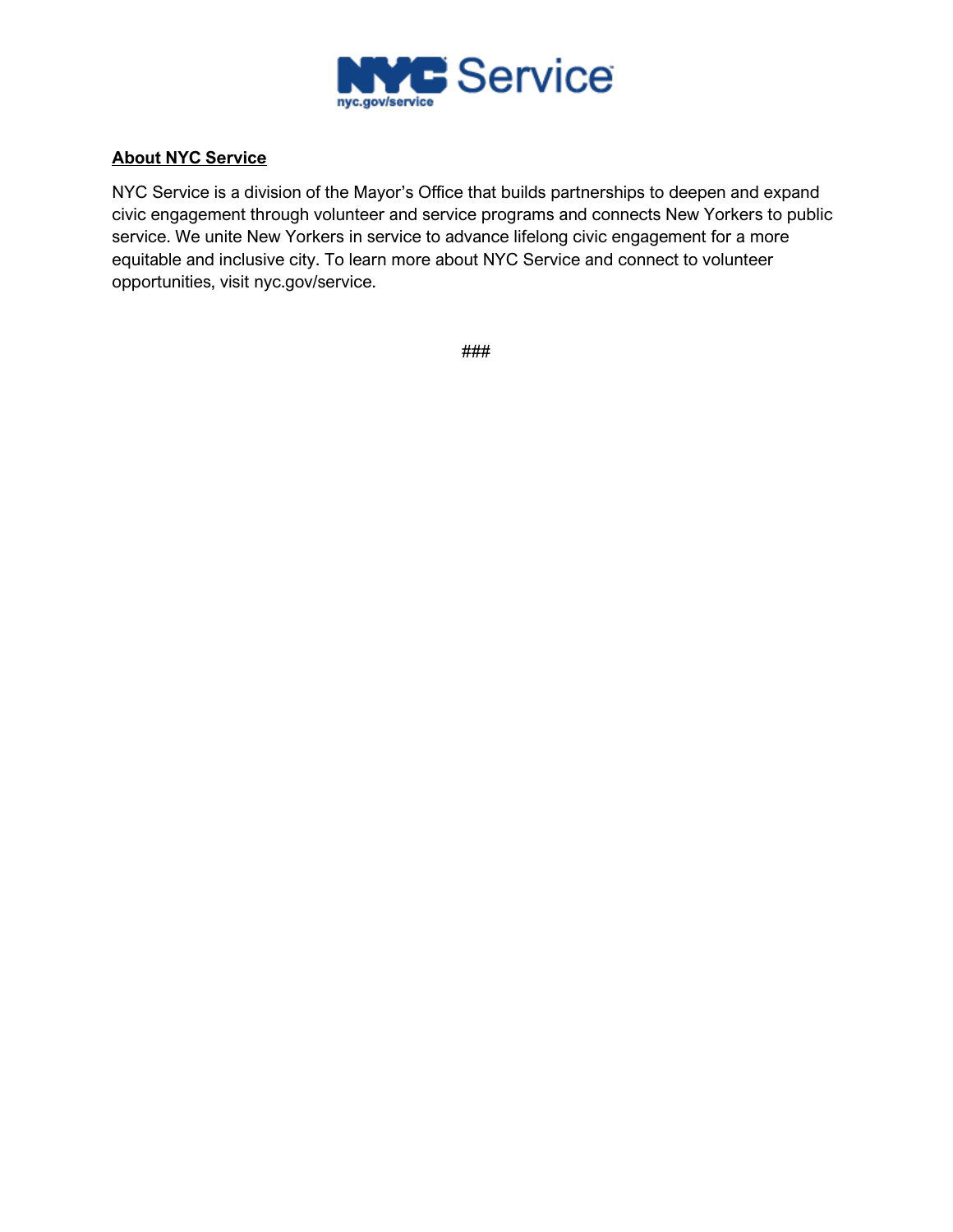NYC Service
nyc.gov/service

**About NYC Service**

NYC Service is a division of the Mayor's Office that builds partnerships to deepen and expand civic engagement through volunteer and service programs and connects New Yorkers to public service. We unite New Yorkers in service to advance lifelong civic engagement for a more equitable and inclusive city. To learn more about NYC Service and connect to volunteer opportunities, visit nyc.gov/service.

###